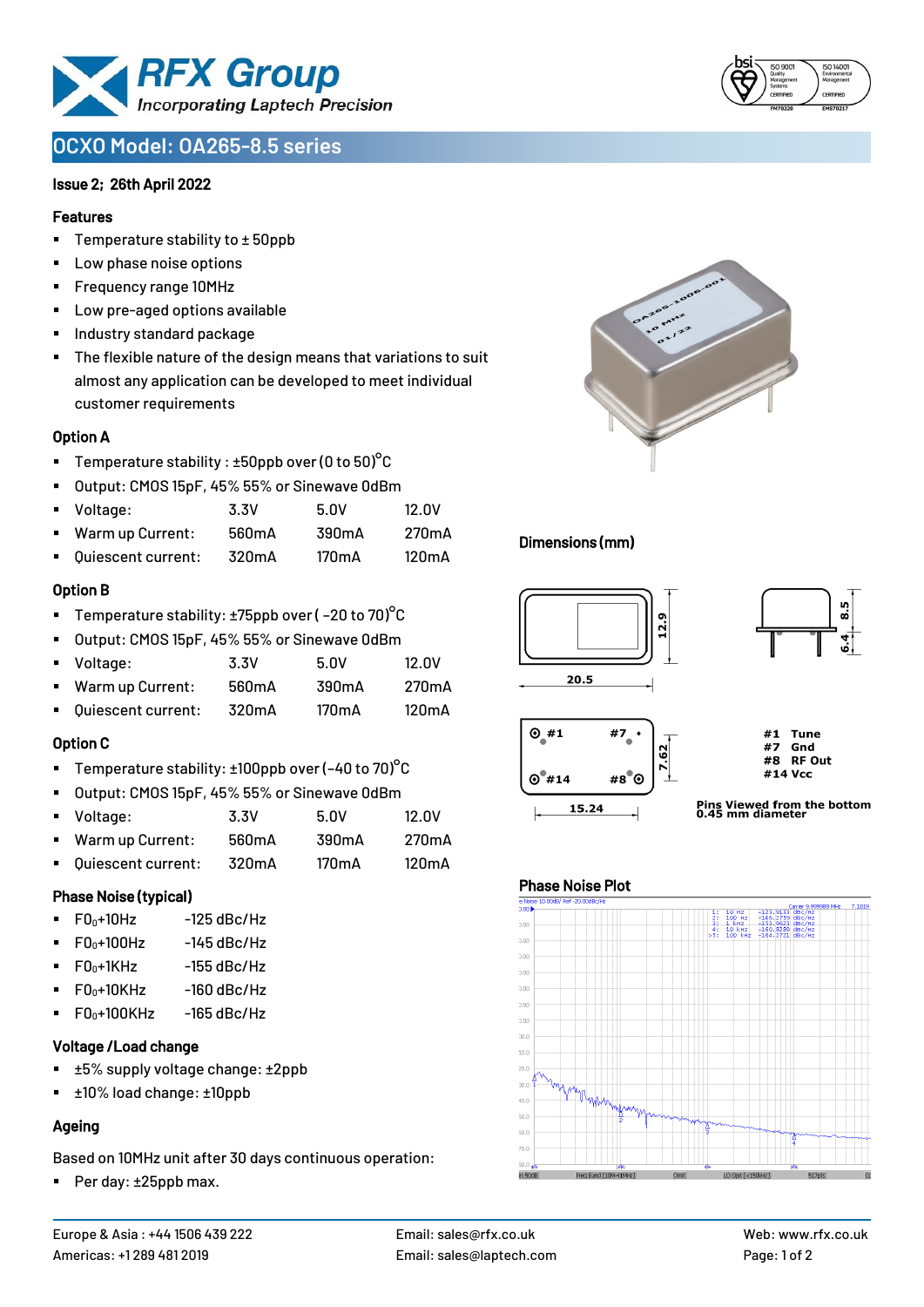# OCXO Model: OA265-8.5 series

**Issue 2; 26th April 2022**

### Features

- Temperature stability to ± 50ppb
- Low phase noise options
- Frequency range 10MHz
- Low pre-aged options available
- Industry standard package
- The flexible nature of the design means that variations to suit almost any application can be developed to meet individual customer requirements

### Option A

- Temperature stability : ±50ppb over (0 to 50)°C
- Output: CMOS 15pF, 45% 55% or Sinewave 0dBm

| | 3.3V | 5.0V | 12.0V |
|---|---|---|---|
| Voltage: | 3.3V | 5.0V | 12.0V |
| Warm up Current: | 560mA | 390mA | 270mA |
| Quiescent current: | 320mA | 170mA | 120mA |

### Option B

- Temperature stability: ±75ppb over ( -20 to 70)°C
- Output: CMOS 15pF, 45% 55% or Sinewave 0dBm

| | 3.3V | 5.0V | 12.0V |
|---|---|---|---|
| Voltage: | 3.3V | 5.0V | 12.0V |
| Warm up Current: | 560mA | 390mA | 270mA |
| Quiescent current: | 320mA | 170mA | 120mA |

### Option C

- Temperature stability: ±100ppb over (-40 to 70)°C
- Output: CMOS 15pF, 45% 55% or Sinewave 0dBm

| | 3.3V | 5.0V | 12.0V |
|---|---|---|---|
| Voltage: | 3.3V | 5.0V | 12.0V |
| Warm up Current: | 560mA | 390mA | 270mA |
| Quiescent current: | 320mA | 170mA | 120mA |

### Phase Noise (typical)

- $F0_0$+10Hz -125 dBc/Hz
- $F0_0$+100Hz -145 dBc/Hz
- $F0_0$+1KHz -155 dBc/Hz
- $F0_0$+10KHz -160 dBc/Hz
- $F0_0$+100KHz -165 dBc/Hz

### Voltage /Load change

- ±5% supply voltage change: ±2ppb
- ±10% load change: ±10ppb

### Ageing

Based on 10MHz unit after 30 days continuous operation:

- Per day: ±25ppb max.

### Dimensions (mm)

20.5 × 12.9; height 8.5; pin length 6.4; pin spacing 15.24 × 7.62

| Pin | Function |
|---|---|
| #1 | Tune |
| #7 | Gnd |
| #8 | RF Out |
| #14 | Vcc |

Pins Viewed from the bottom
0.45 mm diameter

### Phase Noise Plot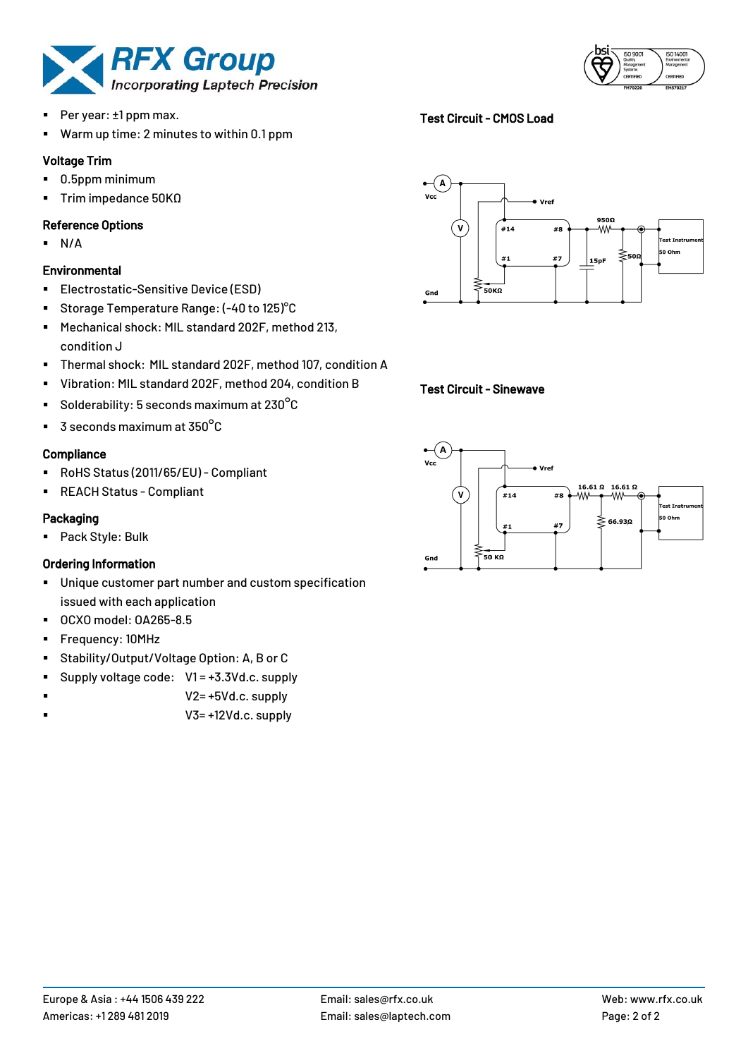- Per year: ±1 ppm max.
- Warm up time: 2 minutes to within 0.1 ppm

### Voltage Trim

- 0.5ppm minimum
- Trim impedance 50KΩ

### Reference Options

- N/A

### Environmental

- Electrostatic-Sensitive Device (ESD)
- Storage Temperature Range: (-40 to 125)°C
- Mechanical shock: MIL standard 202F, method 213, condition J
- Thermal shock: MIL standard 202F, method 107, condition A
- Vibration: MIL standard 202F, method 204, condition B
- Solderability: 5 seconds maximum at 230°C
- 3 seconds maximum at 350°C

### Compliance

- RoHS Status (2011/65/EU) - Compliant
- REACH Status - Compliant

### Packaging

- Pack Style: Bulk

### Ordering Information

- Unique customer part number and custom specification issued with each application
- OCXO model: OA265-8.5
- Frequency: 10MHz
- Stability/Output/Voltage Option: A, B or C
- Supply voltage code: V1 = +3.3Vd.c. supply
- V2= +5Vd.c. supply
- V3= +12Vd.c. supply

### Test Circuit - CMOS Load

A
Vcc
V
Vref
#14
#8
#1
#7
950Ω
15pF
50Ω
Test Instrument
50 Ohm
Gnd
50KΩ

### Test Circuit - Sinewave

A
Vcc
V
Vref
#14
#8
#1
#7
16.61 Ω
16.61 Ω
66.93Ω
Test Instrument
50 Ohm
Gnd
50 KΩ

Europe & Asia : +44 1506 439 222
Americas: +1 289 481 2019
Email: sales@rfx.co.uk
Email: sales@laptech.com
Web: www.rfx.co.uk